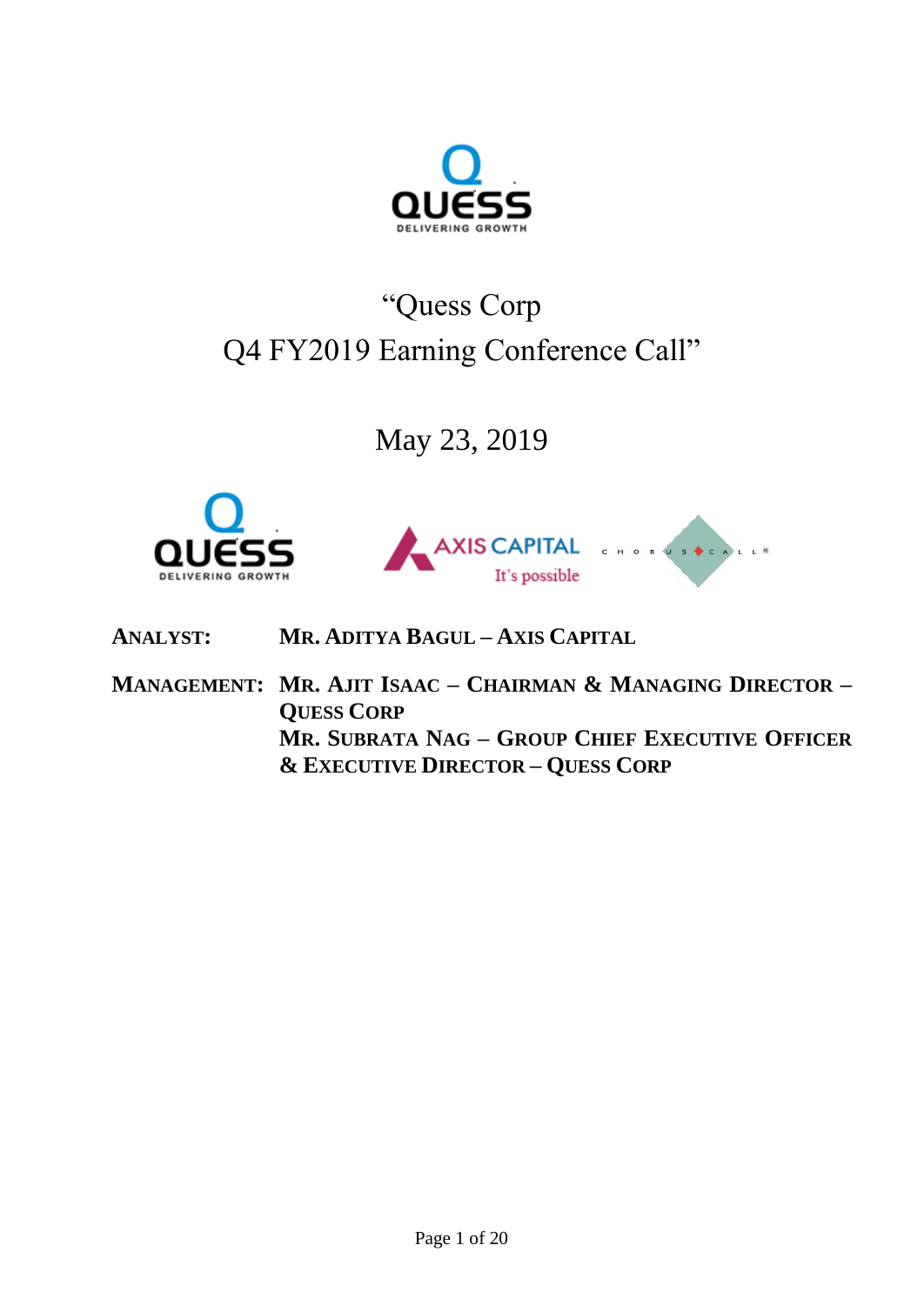# "Quess Corp
# Q4 FY2019 Earning Conference Call"

## May 23, 2019

**ANALYST:** **MR. ADITYA BAGUL – AXIS CAPITAL**

**MANAGEMENT:** **MR. AJIT ISAAC – CHAIRMAN & MANAGING DIRECTOR – QUESS CORP**
**MR. SUBRATA NAG – GROUP CHIEF EXECUTIVE OFFICER & EXECUTIVE DIRECTOR – QUESS CORP**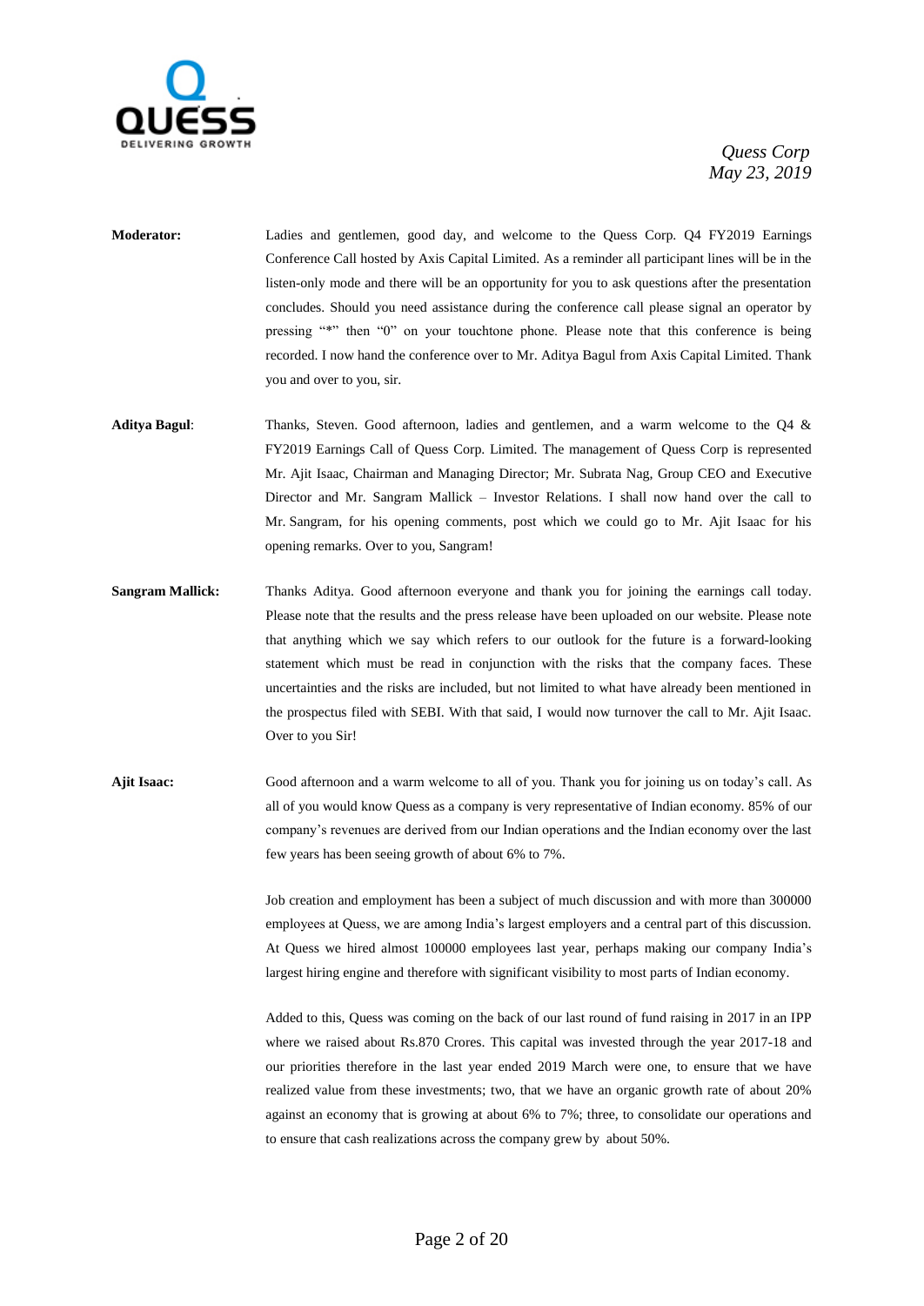**Moderator:** Ladies and gentlemen, good day, and welcome to the Quess Corp. Q4 FY2019 Earnings Conference Call hosted by Axis Capital Limited. As a reminder all participant lines will be in the listen-only mode and there will be an opportunity for you to ask questions after the presentation concludes. Should you need assistance during the conference call please signal an operator by pressing "*" then "0" on your touchtone phone. Please note that this conference is being recorded. I now hand the conference over to Mr. Aditya Bagul from Axis Capital Limited. Thank you and over to you, sir.

**Aditya Bagul**: Thanks, Steven. Good afternoon, ladies and gentlemen, and a warm welcome to the Q4 & FY2019 Earnings Call of Quess Corp. Limited. The management of Quess Corp is represented Mr. Ajit Isaac, Chairman and Managing Director; Mr. Subrata Nag, Group CEO and Executive Director and Mr. Sangram Mallick – Investor Relations. I shall now hand over the call to Mr. Sangram, for his opening comments, post which we could go to Mr. Ajit Isaac for his opening remarks. Over to you, Sangram!

**Sangram Mallick:** Thanks Aditya. Good afternoon everyone and thank you for joining the earnings call today. Please note that the results and the press release have been uploaded on our website. Please note that anything which we say which refers to our outlook for the future is a forward-looking statement which must be read in conjunction with the risks that the company faces. These uncertainties and the risks are included, but not limited to what have already been mentioned in the prospectus filed with SEBI. With that said, I would now turnover the call to Mr. Ajit Isaac. Over to you Sir!

**Ajit Isaac:** Good afternoon and a warm welcome to all of you. Thank you for joining us on today's call. As all of you would know Quess as a company is very representative of Indian economy. 85% of our company's revenues are derived from our Indian operations and the Indian economy over the last few years has been seeing growth of about 6% to 7%.

Job creation and employment has been a subject of much discussion and with more than 300000 employees at Quess, we are among India's largest employers and a central part of this discussion. At Quess we hired almost 100000 employees last year, perhaps making our company India's largest hiring engine and therefore with significant visibility to most parts of Indian economy.

Added to this, Quess was coming on the back of our last round of fund raising in 2017 in an IPP where we raised about Rs.870 Crores. This capital was invested through the year 2017-18 and our priorities therefore in the last year ended 2019 March were one, to ensure that we have realized value from these investments; two, that we have an organic growth rate of about 20% against an economy that is growing at about 6% to 7%; three, to consolidate our operations and to ensure that cash realizations across the company grew by about 50%.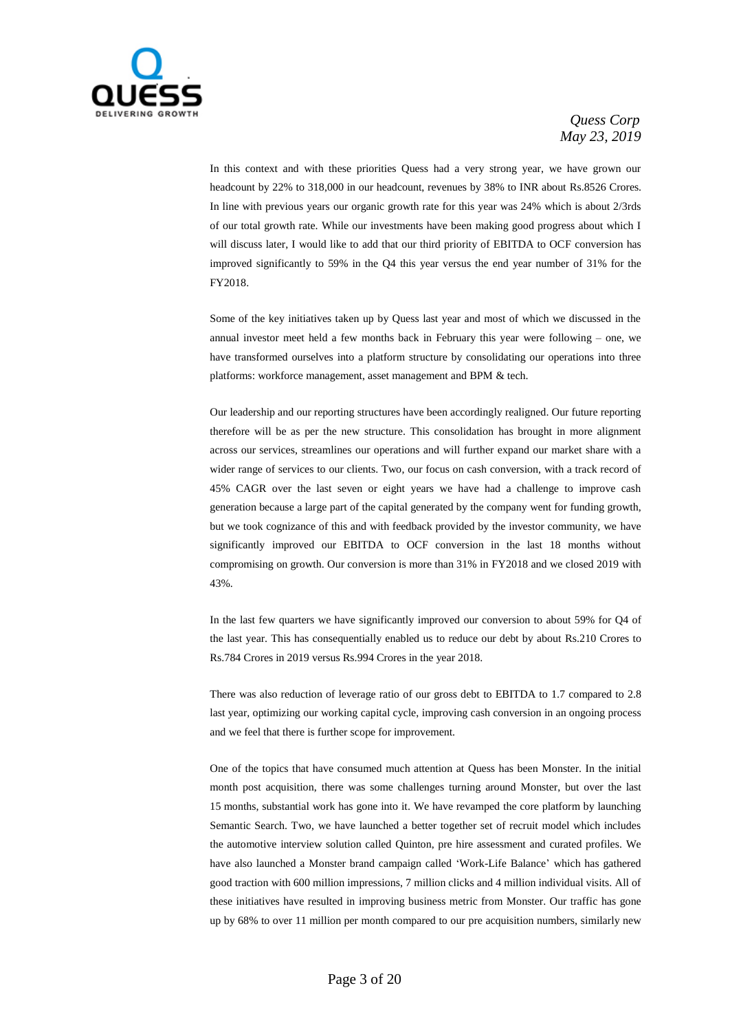In this context and with these priorities Quess had a very strong year, we have grown our headcount by 22% to 318,000 in our headcount, revenues by 38% to INR about Rs.8526 Crores. In line with previous years our organic growth rate for this year was 24% which is about 2/3rds of our total growth rate. While our investments have been making good progress about which I will discuss later, I would like to add that our third priority of EBITDA to OCF conversion has improved significantly to 59% in the Q4 this year versus the end year number of 31% for the FY2018.

Some of the key initiatives taken up by Quess last year and most of which we discussed in the annual investor meet held a few months back in February this year were following – one, we have transformed ourselves into a platform structure by consolidating our operations into three platforms: workforce management, asset management and BPM & tech.

Our leadership and our reporting structures have been accordingly realigned. Our future reporting therefore will be as per the new structure. This consolidation has brought in more alignment across our services, streamlines our operations and will further expand our market share with a wider range of services to our clients. Two, our focus on cash conversion, with a track record of 45% CAGR over the last seven or eight years we have had a challenge to improve cash generation because a large part of the capital generated by the company went for funding growth, but we took cognizance of this and with feedback provided by the investor community, we have significantly improved our EBITDA to OCF conversion in the last 18 months without compromising on growth. Our conversion is more than 31% in FY2018 and we closed 2019 with 43%.

In the last few quarters we have significantly improved our conversion to about 59% for Q4 of the last year. This has consequentially enabled us to reduce our debt by about Rs.210 Crores to Rs.784 Crores in 2019 versus Rs.994 Crores in the year 2018.

There was also reduction of leverage ratio of our gross debt to EBITDA to 1.7 compared to 2.8 last year, optimizing our working capital cycle, improving cash conversion in an ongoing process and we feel that there is further scope for improvement.

One of the topics that have consumed much attention at Quess has been Monster. In the initial month post acquisition, there was some challenges turning around Monster, but over the last 15 months, substantial work has gone into it. We have revamped the core platform by launching Semantic Search. Two, we have launched a better together set of recruit model which includes the automotive interview solution called Quinton, pre hire assessment and curated profiles. We have also launched a Monster brand campaign called 'Work-Life Balance' which has gathered good traction with 600 million impressions, 7 million clicks and 4 million individual visits. All of these initiatives have resulted in improving business metric from Monster. Our traffic has gone up by 68% to over 11 million per month compared to our pre acquisition numbers, similarly new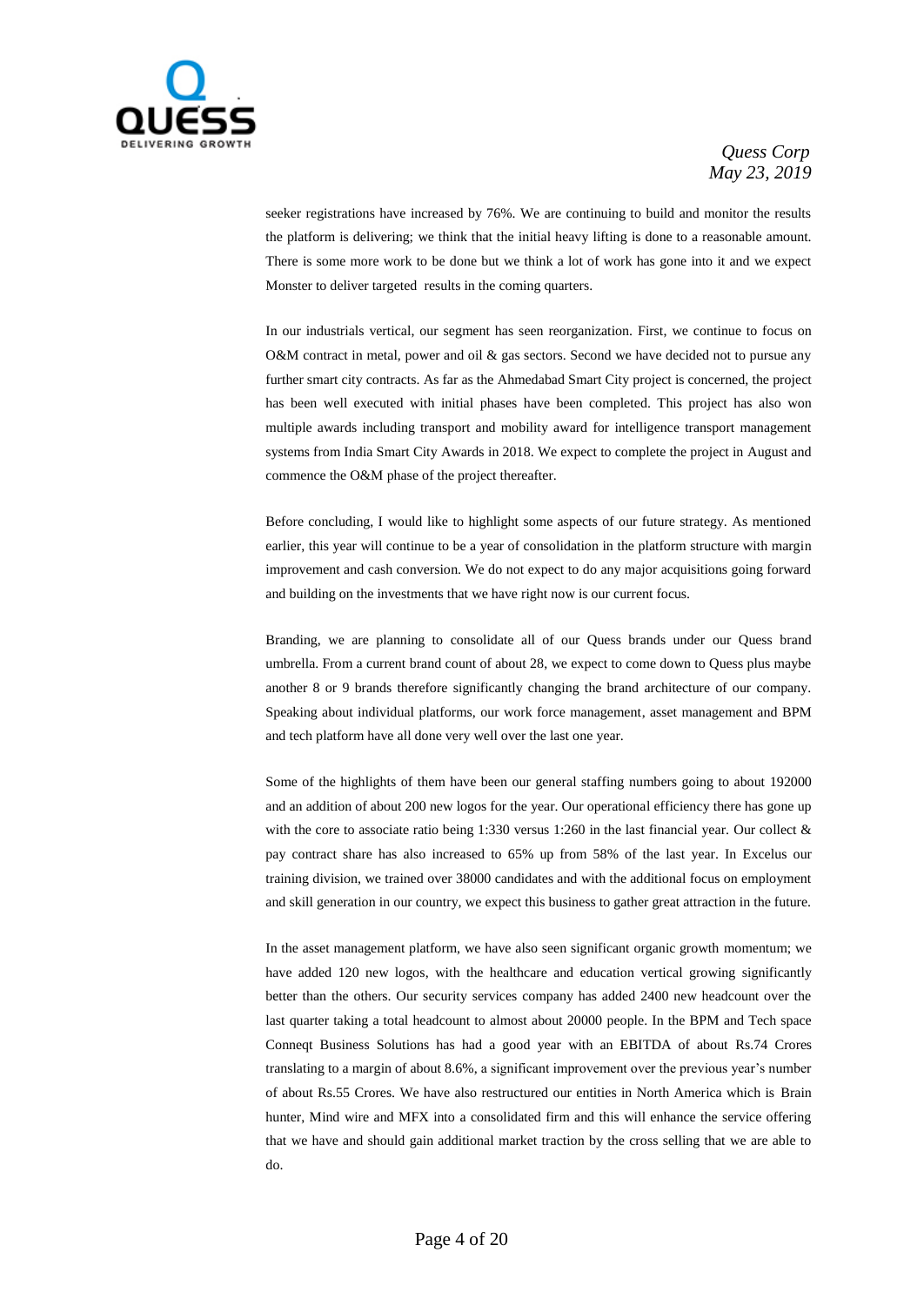seeker registrations have increased by 76%. We are continuing to build and monitor the results the platform is delivering; we think that the initial heavy lifting is done to a reasonable amount. There is some more work to be done but we think a lot of work has gone into it and we expect Monster to deliver targeted results in the coming quarters.

In our industrials vertical, our segment has seen reorganization. First, we continue to focus on O&M contract in metal, power and oil & gas sectors. Second we have decided not to pursue any further smart city contracts. As far as the Ahmedabad Smart City project is concerned, the project has been well executed with initial phases have been completed. This project has also won multiple awards including transport and mobility award for intelligence transport management systems from India Smart City Awards in 2018. We expect to complete the project in August and commence the O&M phase of the project thereafter.

Before concluding, I would like to highlight some aspects of our future strategy. As mentioned earlier, this year will continue to be a year of consolidation in the platform structure with margin improvement and cash conversion. We do not expect to do any major acquisitions going forward and building on the investments that we have right now is our current focus.

Branding, we are planning to consolidate all of our Quess brands under our Quess brand umbrella. From a current brand count of about 28, we expect to come down to Quess plus maybe another 8 or 9 brands therefore significantly changing the brand architecture of our company. Speaking about individual platforms, our work force management, asset management and BPM and tech platform have all done very well over the last one year.

Some of the highlights of them have been our general staffing numbers going to about 192000 and an addition of about 200 new logos for the year. Our operational efficiency there has gone up with the core to associate ratio being 1:330 versus 1:260 in the last financial year. Our collect & pay contract share has also increased to 65% up from 58% of the last year. In Excelus our training division, we trained over 38000 candidates and with the additional focus on employment and skill generation in our country, we expect this business to gather great attraction in the future.

In the asset management platform, we have also seen significant organic growth momentum; we have added 120 new logos, with the healthcare and education vertical growing significantly better than the others. Our security services company has added 2400 new headcount over the last quarter taking a total headcount to almost about 20000 people. In the BPM and Tech space Conneqt Business Solutions has had a good year with an EBITDA of about Rs.74 Crores translating to a margin of about 8.6%, a significant improvement over the previous year's number of about Rs.55 Crores. We have also restructured our entities in North America which is Brain hunter, Mind wire and MFX into a consolidated firm and this will enhance the service offering that we have and should gain additional market traction by the cross selling that we are able to do.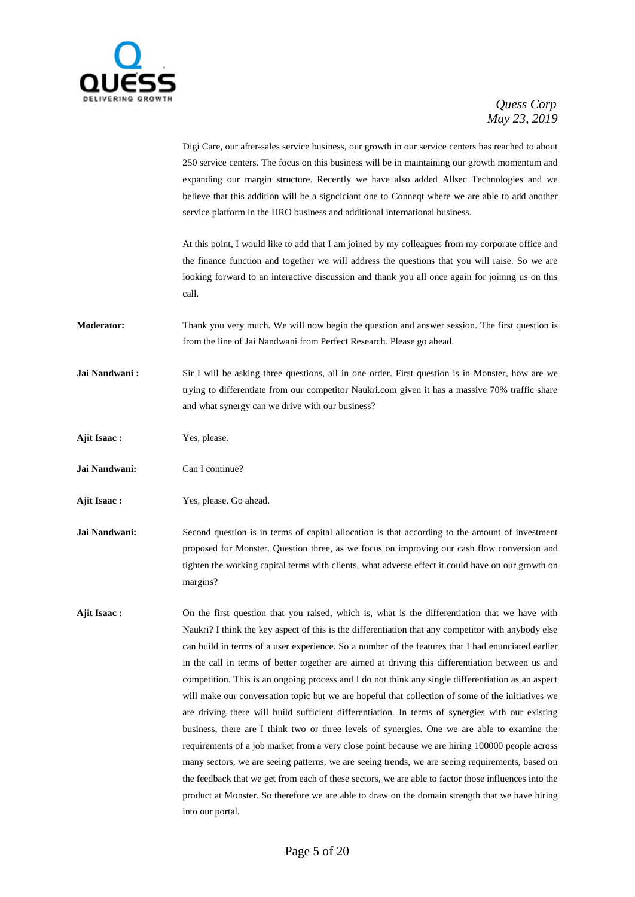Digi Care, our after-sales service business, our growth in our service centers has reached to about 250 service centers. The focus on this business will be in maintaining our growth momentum and expanding our margin structure. Recently we have also added Allsec Technologies and we believe that this addition will be a signciciant one to Conneqt where we are able to add another service platform in the HRO business and additional international business.

At this point, I would like to add that I am joined by my colleagues from my corporate office and the finance function and together we will address the questions that you will raise. So we are looking forward to an interactive discussion and thank you all once again for joining us on this call.

**Moderator:** Thank you very much. We will now begin the question and answer session. The first question is from the line of Jai Nandwani from Perfect Research. Please go ahead.

**Jai Nandwani :** Sir I will be asking three questions, all in one order. First question is in Monster, how are we trying to differentiate from our competitor Naukri.com given it has a massive 70% traffic share and what synergy can we drive with our business?

**Ajit Isaac :** Yes, please.

**Jai Nandwani:** Can I continue?

**Ajit Isaac :** Yes, please. Go ahead.

**Jai Nandwani:** Second question is in terms of capital allocation is that according to the amount of investment proposed for Monster. Question three, as we focus on improving our cash flow conversion and tighten the working capital terms with clients, what adverse effect it could have on our growth on margins?

**Ajit Isaac :** On the first question that you raised, which is, what is the differentiation that we have with Naukri? I think the key aspect of this is the differentiation that any competitor with anybody else can build in terms of a user experience. So a number of the features that I had enunciated earlier in the call in terms of better together are aimed at driving this differentiation between us and competition. This is an ongoing process and I do not think any single differentiation as an aspect will make our conversation topic but we are hopeful that collection of some of the initiatives we are driving there will build sufficient differentiation. In terms of synergies with our existing business, there are I think two or three levels of synergies. One we are able to examine the requirements of a job market from a very close point because we are hiring 100000 people across many sectors, we are seeing patterns, we are seeing trends, we are seeing requirements, based on the feedback that we get from each of these sectors, we are able to factor those influences into the product at Monster. So therefore we are able to draw on the domain strength that we have hiring into our portal.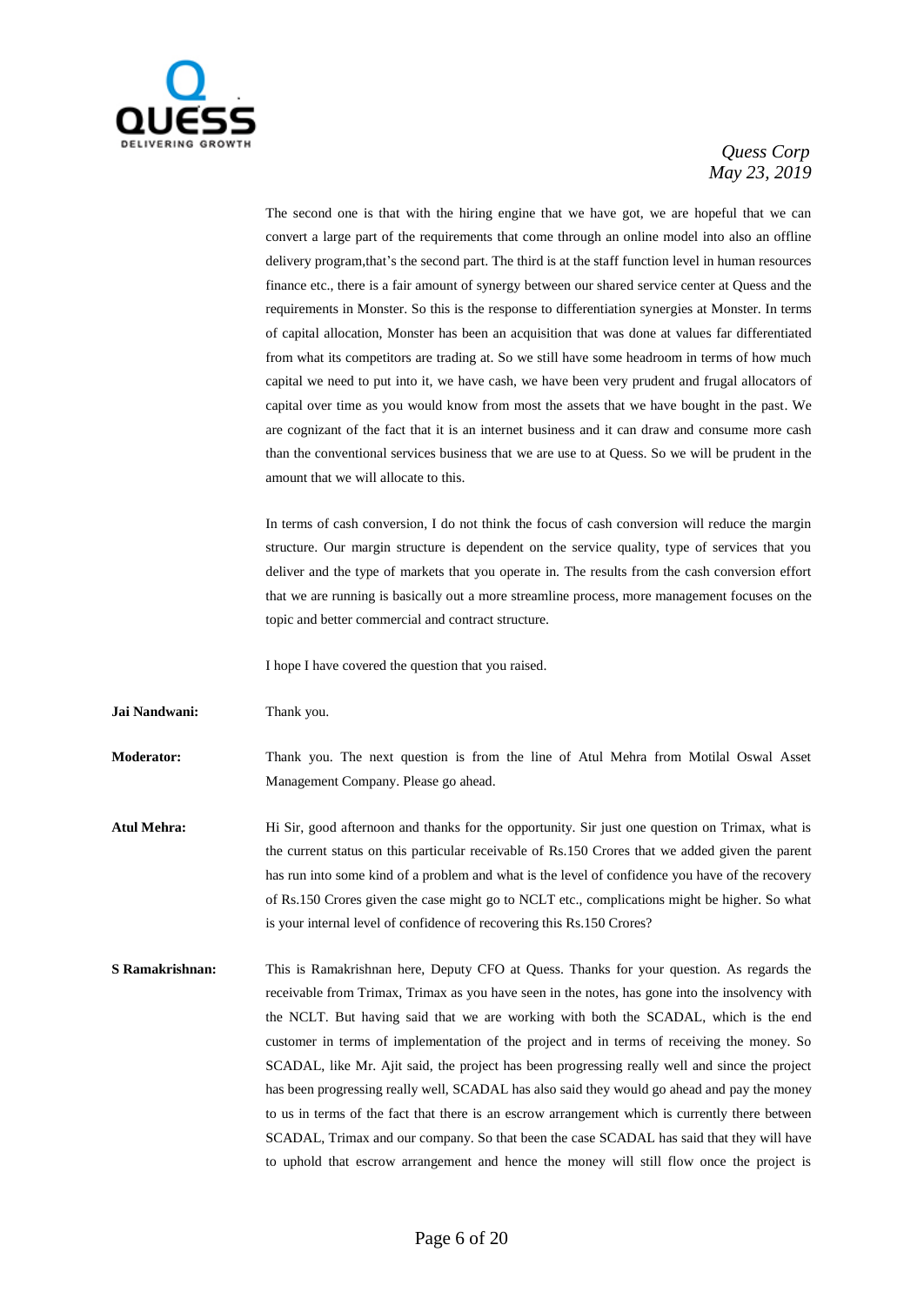The second one is that with the hiring engine that we have got, we are hopeful that we can convert a large part of the requirements that come through an online model into also an offline delivery program,that's the second part. The third is at the staff function level in human resources finance etc., there is a fair amount of synergy between our shared service center at Quess and the requirements in Monster. So this is the response to differentiation synergies at Monster. In terms of capital allocation, Monster has been an acquisition that was done at values far differentiated from what its competitors are trading at. So we still have some headroom in terms of how much capital we need to put into it, we have cash, we have been very prudent and frugal allocators of capital over time as you would know from most the assets that we have bought in the past. We are cognizant of the fact that it is an internet business and it can draw and consume more cash than the conventional services business that we are use to at Quess. So we will be prudent in the amount that we will allocate to this.

In terms of cash conversion, I do not think the focus of cash conversion will reduce the margin structure. Our margin structure is dependent on the service quality, type of services that you deliver and the type of markets that you operate in. The results from the cash conversion effort that we are running is basically out a more streamline process, more management focuses on the topic and better commercial and contract structure.

I hope I have covered the question that you raised.

**Jai Nandwani:** Thank you.

**Moderator:** Thank you. The next question is from the line of Atul Mehra from Motilal Oswal Asset Management Company. Please go ahead.

**Atul Mehra:** Hi Sir, good afternoon and thanks for the opportunity. Sir just one question on Trimax, what is the current status on this particular receivable of Rs.150 Crores that we added given the parent has run into some kind of a problem and what is the level of confidence you have of the recovery of Rs.150 Crores given the case might go to NCLT etc., complications might be higher. So what is your internal level of confidence of recovering this Rs.150 Crores?

**S Ramakrishnan:** This is Ramakrishnan here, Deputy CFO at Quess. Thanks for your question. As regards the receivable from Trimax, Trimax as you have seen in the notes, has gone into the insolvency with the NCLT. But having said that we are working with both the SCADAL, which is the end customer in terms of implementation of the project and in terms of receiving the money. So SCADAL, like Mr. Ajit said, the project has been progressing really well and since the project has been progressing really well, SCADAL has also said they would go ahead and pay the money to us in terms of the fact that there is an escrow arrangement which is currently there between SCADAL, Trimax and our company. So that been the case SCADAL has said that they will have to uphold that escrow arrangement and hence the money will still flow once the project is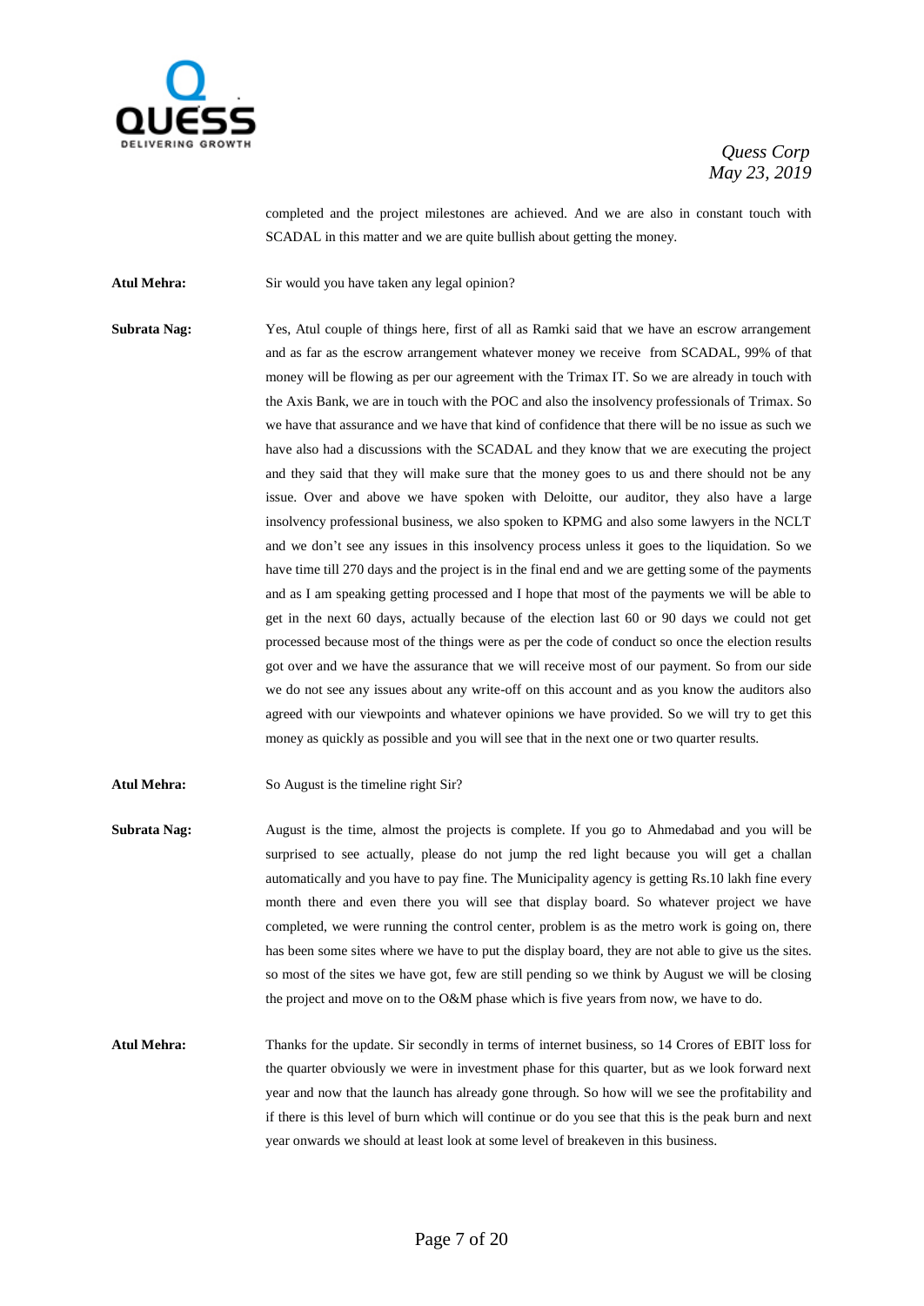completed and the project milestones are achieved. And we are also in constant touch with SCADAL in this matter and we are quite bullish about getting the money.

**Atul Mehra:** Sir would you have taken any legal opinion?

**Subrata Nag:** Yes, Atul couple of things here, first of all as Ramki said that we have an escrow arrangement and as far as the escrow arrangement whatever money we receive from SCADAL, 99% of that money will be flowing as per our agreement with the Trimax IT. So we are already in touch with the Axis Bank, we are in touch with the POC and also the insolvency professionals of Trimax. So we have that assurance and we have that kind of confidence that there will be no issue as such we have also had a discussions with the SCADAL and they know that we are executing the project and they said that they will make sure that the money goes to us and there should not be any issue. Over and above we have spoken with Deloitte, our auditor, they also have a large insolvency professional business, we also spoken to KPMG and also some lawyers in the NCLT and we don't see any issues in this insolvency process unless it goes to the liquidation. So we have time till 270 days and the project is in the final end and we are getting some of the payments and as I am speaking getting processed and I hope that most of the payments we will be able to get in the next 60 days, actually because of the election last 60 or 90 days we could not get processed because most of the things were as per the code of conduct so once the election results got over and we have the assurance that we will receive most of our payment. So from our side we do not see any issues about any write-off on this account and as you know the auditors also agreed with our viewpoints and whatever opinions we have provided. So we will try to get this money as quickly as possible and you will see that in the next one or two quarter results.

**Atul Mehra:** So August is the timeline right Sir?

**Subrata Nag:** August is the time, almost the projects is complete. If you go to Ahmedabad and you will be surprised to see actually, please do not jump the red light because you will get a challan automatically and you have to pay fine. The Municipality agency is getting Rs.10 lakh fine every month there and even there you will see that display board. So whatever project we have completed, we were running the control center, problem is as the metro work is going on, there has been some sites where we have to put the display board, they are not able to give us the sites. so most of the sites we have got, few are still pending so we think by August we will be closing the project and move on to the O&M phase which is five years from now, we have to do.

**Atul Mehra:** Thanks for the update. Sir secondly in terms of internet business, so 14 Crores of EBIT loss for the quarter obviously we were in investment phase for this quarter, but as we look forward next year and now that the launch has already gone through. So how will we see the profitability and if there is this level of burn which will continue or do you see that this is the peak burn and next year onwards we should at least look at some level of breakeven in this business.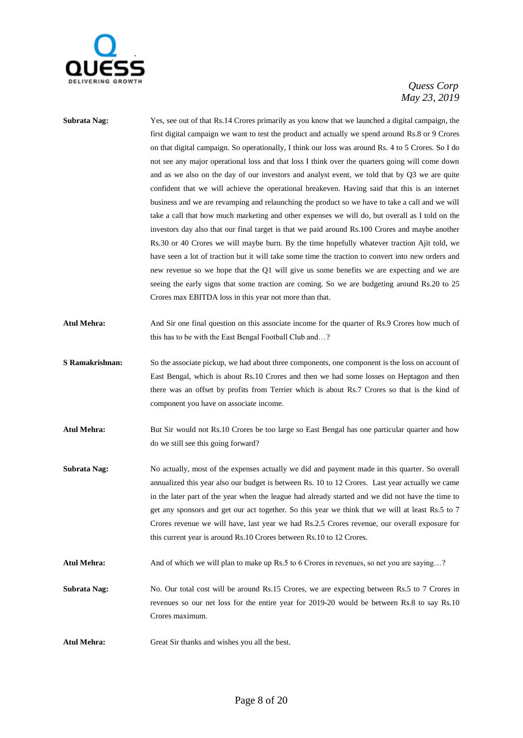**Subrata Nag:** Yes, see out of that Rs.14 Crores primarily as you know that we launched a digital campaign, the first digital campaign we want to test the product and actually we spend around Rs.8 or 9 Crores on that digital campaign. So operationally, I think our loss was around Rs. 4 to 5 Crores. So I do not see any major operational loss and that loss I think over the quarters going will come down and as we also on the day of our investors and analyst event, we told that by Q3 we are quite confident that we will achieve the operational breakeven. Having said that this is an internet business and we are revamping and relaunching the product so we have to take a call and we will take a call that how much marketing and other expenses we will do, but overall as I told on the investors day also that our final target is that we paid around Rs.100 Crores and maybe another Rs.30 or 40 Crores we will maybe burn. By the time hopefully whatever traction Ajit told, we have seen a lot of traction but it will take some time the traction to convert into new orders and new revenue so we hope that the Q1 will give us some benefits we are expecting and we are seeing the early signs that some traction are coming. So we are budgeting around Rs.20 to 25 Crores max EBITDA loss in this year not more than that.

**Atul Mehra:** And Sir one final question on this associate income for the quarter of Rs.9 Crores how much of this has to be with the East Bengal Football Club and…?

**S Ramakrishnan:** So the associate pickup, we had about three components, one component is the loss on account of East Bengal, which is about Rs.10 Crores and then we had some losses on Heptagon and then there was an offset by profits from Terrier which is about Rs.7 Crores so that is the kind of component you have on associate income.

**Atul Mehra:** But Sir would not Rs.10 Crores be too large so East Bengal has one particular quarter and how do we still see this going forward?

**Subrata Nag:** No actually, most of the expenses actually we did and payment made in this quarter. So overall annualized this year also our budget is between Rs. 10 to 12 Crores. Last year actually we came in the later part of the year when the league had already started and we did not have the time to get any sponsors and get our act together. So this year we think that we will at least Rs.5 to 7 Crores revenue we will have, last year we had Rs.2.5 Crores revenue, our overall exposure for this current year is around Rs.10 Crores between Rs.10 to 12 Crores.

**Atul Mehra:** And of which we will plan to make up Rs.5 to 6 Crores in revenues, so net you are saying…?

**Subrata Nag:** No. Our total cost will be around Rs.15 Crores, we are expecting between Rs.5 to 7 Crores in revenues so our net loss for the entire year for 2019-20 would be between Rs.8 to say Rs.10 Crores maximum.

**Atul Mehra:** Great Sir thanks and wishes you all the best.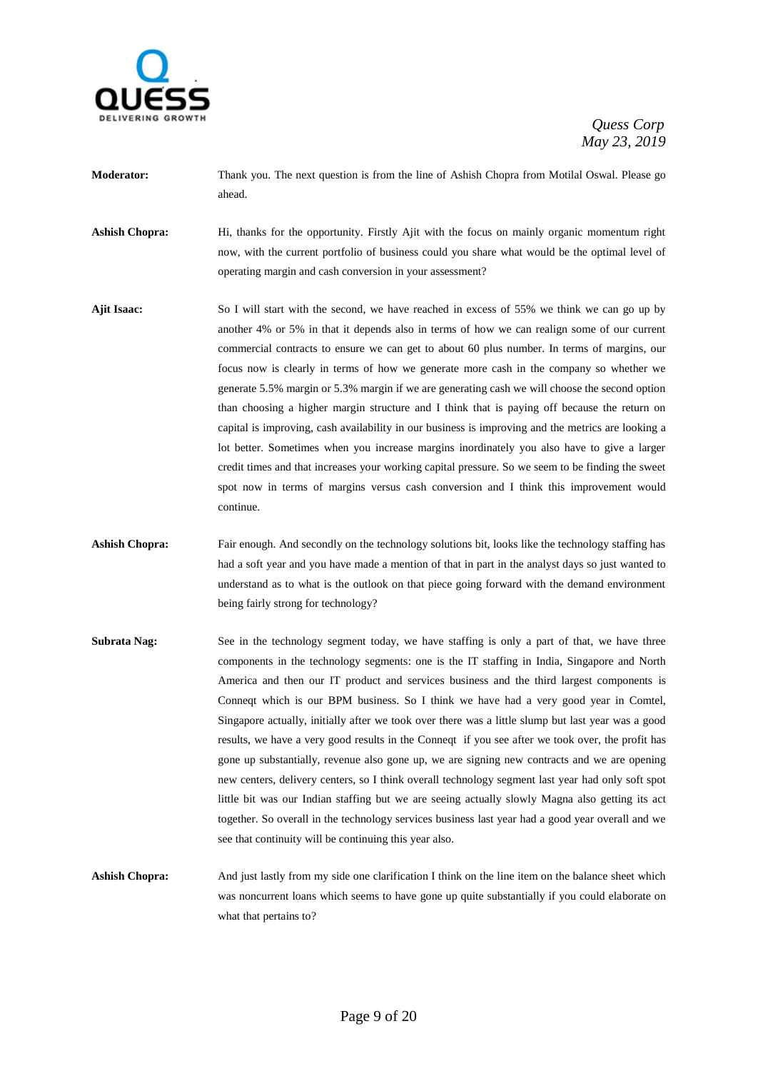**Moderator:** Thank you. The next question is from the line of Ashish Chopra from Motilal Oswal. Please go ahead.

**Ashish Chopra:** Hi, thanks for the opportunity. Firstly Ajit with the focus on mainly organic momentum right now, with the current portfolio of business could you share what would be the optimal level of operating margin and cash conversion in your assessment?

**Ajit Isaac:** So I will start with the second, we have reached in excess of 55% we think we can go up by another 4% or 5% in that it depends also in terms of how we can realign some of our current commercial contracts to ensure we can get to about 60 plus number. In terms of margins, our focus now is clearly in terms of how we generate more cash in the company so whether we generate 5.5% margin or 5.3% margin if we are generating cash we will choose the second option than choosing a higher margin structure and I think that is paying off because the return on capital is improving, cash availability in our business is improving and the metrics are looking a lot better. Sometimes when you increase margins inordinately you also have to give a larger credit times and that increases your working capital pressure. So we seem to be finding the sweet spot now in terms of margins versus cash conversion and I think this improvement would continue.

**Ashish Chopra:** Fair enough. And secondly on the technology solutions bit, looks like the technology staffing has had a soft year and you have made a mention of that in part in the analyst days so just wanted to understand as to what is the outlook on that piece going forward with the demand environment being fairly strong for technology?

**Subrata Nag:** See in the technology segment today, we have staffing is only a part of that, we have three components in the technology segments: one is the IT staffing in India, Singapore and North America and then our IT product and services business and the third largest components is Conneqt which is our BPM business. So I think we have had a very good year in Comtel, Singapore actually, initially after we took over there was a little slump but last year was a good results, we have a very good results in the Conneqt if you see after we took over, the profit has gone up substantially, revenue also gone up, we are signing new contracts and we are opening new centers, delivery centers, so I think overall technology segment last year had only soft spot little bit was our Indian staffing but we are seeing actually slowly Magna also getting its act together. So overall in the technology services business last year had a good year overall and we see that continuity will be continuing this year also.

**Ashish Chopra:** And just lastly from my side one clarification I think on the line item on the balance sheet which was noncurrent loans which seems to have gone up quite substantially if you could elaborate on what that pertains to?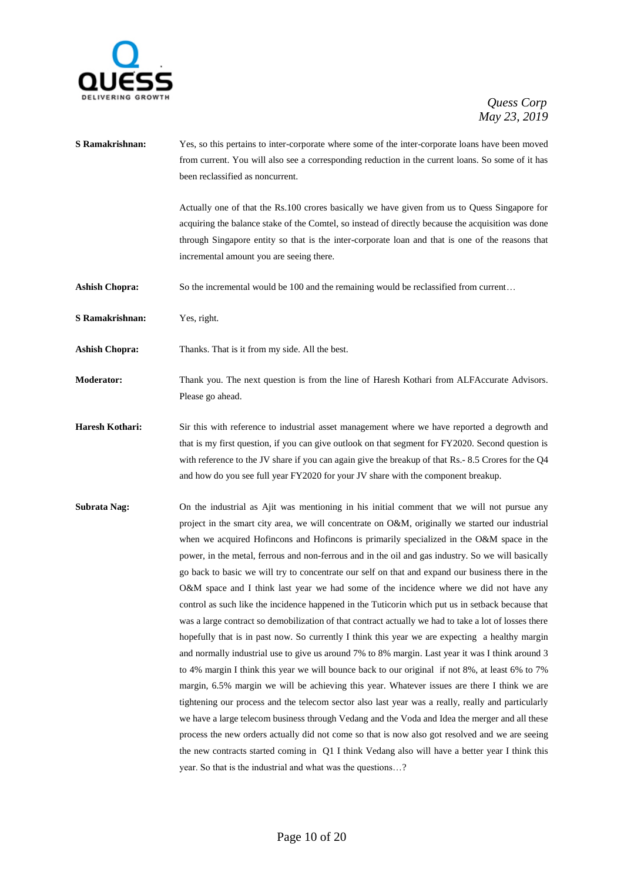**S Ramakrishnan:** Yes, so this pertains to inter-corporate where some of the inter-corporate loans have been moved from current. You will also see a corresponding reduction in the current loans. So some of it has been reclassified as noncurrent.

Actually one of that the Rs.100 crores basically we have given from us to Quess Singapore for acquiring the balance stake of the Comtel, so instead of directly because the acquisition was done through Singapore entity so that is the inter-corporate loan and that is one of the reasons that incremental amount you are seeing there.

**Ashish Chopra:** So the incremental would be 100 and the remaining would be reclassified from current…

**S Ramakrishnan:** Yes, right.

**Ashish Chopra:** Thanks. That is it from my side. All the best.

**Moderator:** Thank you. The next question is from the line of Haresh Kothari from ALFAccurate Advisors. Please go ahead.

**Haresh Kothari:** Sir this with reference to industrial asset management where we have reported a degrowth and that is my first question, if you can give outlook on that segment for FY2020. Second question is with reference to the JV share if you can again give the breakup of that Rs.- 8.5 Crores for the Q4 and how do you see full year FY2020 for your JV share with the component breakup.

**Subrata Nag:** On the industrial as Ajit was mentioning in his initial comment that we will not pursue any project in the smart city area, we will concentrate on O&M, originally we started our industrial when we acquired Hofincons and Hofincons is primarily specialized in the O&M space in the power, in the metal, ferrous and non-ferrous and in the oil and gas industry. So we will basically go back to basic we will try to concentrate our self on that and expand our business there in the O&M space and I think last year we had some of the incidence where we did not have any control as such like the incidence happened in the Tuticorin which put us in setback because that was a large contract so demobilization of that contract actually we had to take a lot of losses there hopefully that is in past now. So currently I think this year we are expecting a healthy margin and normally industrial use to give us around 7% to 8% margin. Last year it was I think around 3 to 4% margin I think this year we will bounce back to our original if not 8%, at least 6% to 7% margin, 6.5% margin we will be achieving this year. Whatever issues are there I think we are tightening our process and the telecom sector also last year was a really, really and particularly we have a large telecom business through Vedang and the Voda and Idea the merger and all these process the new orders actually did not come so that is now also got resolved and we are seeing the new contracts started coming in Q1 I think Vedang also will have a better year I think this year. So that is the industrial and what was the questions…?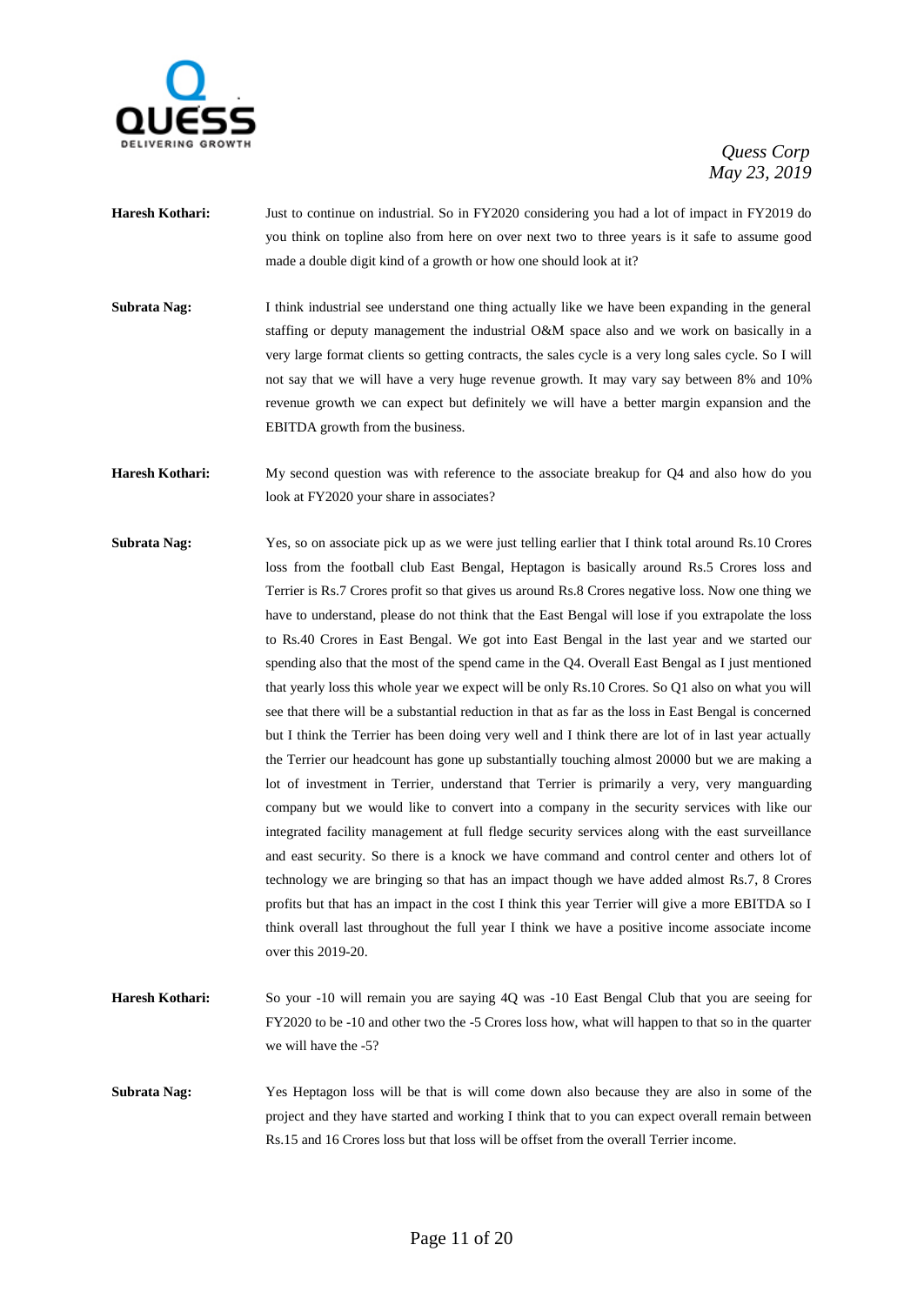**Haresh Kothari:** Just to continue on industrial. So in FY2020 considering you had a lot of impact in FY2019 do you think on topline also from here on over next two to three years is it safe to assume good made a double digit kind of a growth or how one should look at it?

**Subrata Nag:** I think industrial see understand one thing actually like we have been expanding in the general staffing or deputy management the industrial O&M space also and we work on basically in a very large format clients so getting contracts, the sales cycle is a very long sales cycle. So I will not say that we will have a very huge revenue growth. It may vary say between 8% and 10% revenue growth we can expect but definitely we will have a better margin expansion and the EBITDA growth from the business.

**Haresh Kothari:** My second question was with reference to the associate breakup for Q4 and also how do you look at FY2020 your share in associates?

**Subrata Nag:** Yes, so on associate pick up as we were just telling earlier that I think total around Rs.10 Crores loss from the football club East Bengal, Heptagon is basically around Rs.5 Crores loss and Terrier is Rs.7 Crores profit so that gives us around Rs.8 Crores negative loss. Now one thing we have to understand, please do not think that the East Bengal will lose if you extrapolate the loss to Rs.40 Crores in East Bengal. We got into East Bengal in the last year and we started our spending also that the most of the spend came in the Q4. Overall East Bengal as I just mentioned that yearly loss this whole year we expect will be only Rs.10 Crores. So Q1 also on what you will see that there will be a substantial reduction in that as far as the loss in East Bengal is concerned but I think the Terrier has been doing very well and I think there are lot of in last year actually the Terrier our headcount has gone up substantially touching almost 20000 but we are making a lot of investment in Terrier, understand that Terrier is primarily a very, very manguarding company but we would like to convert into a company in the security services with like our integrated facility management at full fledge security services along with the east surveillance and east security. So there is a knock we have command and control center and others lot of technology we are bringing so that has an impact though we have added almost Rs.7, 8 Crores profits but that has an impact in the cost I think this year Terrier will give a more EBITDA so I think overall last throughout the full year I think we have a positive income associate income over this 2019-20.

**Haresh Kothari:** So your -10 will remain you are saying 4Q was -10 East Bengal Club that you are seeing for FY2020 to be -10 and other two the -5 Crores loss how, what will happen to that so in the quarter we will have the -5?

**Subrata Nag:** Yes Heptagon loss will be that is will come down also because they are also in some of the project and they have started and working I think that to you can expect overall remain between Rs.15 and 16 Crores loss but that loss will be offset from the overall Terrier income.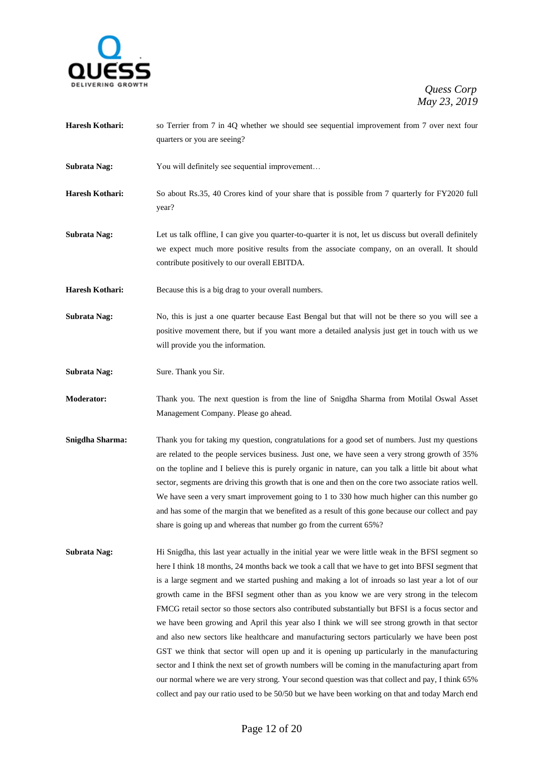**Haresh Kothari:** so Terrier from 7 in 4Q whether we should see sequential improvement from 7 over next four quarters or you are seeing?

**Subrata Nag:** You will definitely see sequential improvement…

**Haresh Kothari:** So about Rs.35, 40 Crores kind of your share that is possible from 7 quarterly for FY2020 full year?

**Subrata Nag:** Let us talk offline, I can give you quarter-to-quarter it is not, let us discuss but overall definitely we expect much more positive results from the associate company, on an overall. It should contribute positively to our overall EBITDA.

**Haresh Kothari:** Because this is a big drag to your overall numbers.

**Subrata Nag:** No, this is just a one quarter because East Bengal but that will not be there so you will see a positive movement there, but if you want more a detailed analysis just get in touch with us we will provide you the information.

**Subrata Nag:** Sure. Thank you Sir.

**Moderator:** Thank you. The next question is from the line of Snigdha Sharma from Motilal Oswal Asset Management Company. Please go ahead.

**Snigdha Sharma:** Thank you for taking my question, congratulations for a good set of numbers. Just my questions are related to the people services business. Just one, we have seen a very strong growth of 35% on the topline and I believe this is purely organic in nature, can you talk a little bit about what sector, segments are driving this growth that is one and then on the core two associate ratios well. We have seen a very smart improvement going to 1 to 330 how much higher can this number go and has some of the margin that we benefited as a result of this gone because our collect and pay share is going up and whereas that number go from the current 65%?

**Subrata Nag:** Hi Snigdha, this last year actually in the initial year we were little weak in the BFSI segment so here I think 18 months, 24 months back we took a call that we have to get into BFSI segment that is a large segment and we started pushing and making a lot of inroads so last year a lot of our growth came in the BFSI segment other than as you know we are very strong in the telecom FMCG retail sector so those sectors also contributed substantially but BFSI is a focus sector and we have been growing and April this year also I think we will see strong growth in that sector and also new sectors like healthcare and manufacturing sectors particularly we have been post GST we think that sector will open up and it is opening up particularly in the manufacturing sector and I think the next set of growth numbers will be coming in the manufacturing apart from our normal where we are very strong. Your second question was that collect and pay, I think 65% collect and pay our ratio used to be 50/50 but we have been working on that and today March end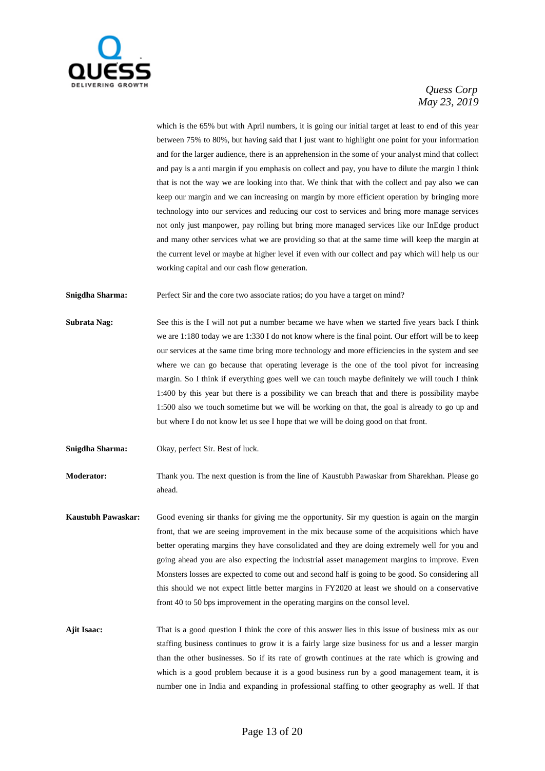which is the 65% but with April numbers, it is going our initial target at least to end of this year between 75% to 80%, but having said that I just want to highlight one point for your information and for the larger audience, there is an apprehension in the some of your analyst mind that collect and pay is a anti margin if you emphasis on collect and pay, you have to dilute the margin I think that is not the way we are looking into that. We think that with the collect and pay also we can keep our margin and we can increasing on margin by more efficient operation by bringing more technology into our services and reducing our cost to services and bring more manage services not only just manpower, pay rolling but bring more managed services like our InEdge product and many other services what we are providing so that at the same time will keep the margin at the current level or maybe at higher level if even with our collect and pay which will help us our working capital and our cash flow generation.

**Snigdha Sharma:** Perfect Sir and the core two associate ratios; do you have a target on mind?

**Subrata Nag:** See this is the I will not put a number became we have when we started five years back I think we are 1:180 today we are 1:330 I do not know where is the final point. Our effort will be to keep our services at the same time bring more technology and more efficiencies in the system and see where we can go because that operating leverage is the one of the tool pivot for increasing margin. So I think if everything goes well we can touch maybe definitely we will touch I think 1:400 by this year but there is a possibility we can breach that and there is possibility maybe 1:500 also we touch sometime but we will be working on that, the goal is already to go up and but where I do not know let us see I hope that we will be doing good on that front.

**Snigdha Sharma:** Okay, perfect Sir. Best of luck.

**Moderator:** Thank you. The next question is from the line of Kaustubh Pawaskar from Sharekhan. Please go ahead.

**Kaustubh Pawaskar:** Good evening sir thanks for giving me the opportunity. Sir my question is again on the margin front, that we are seeing improvement in the mix because some of the acquisitions which have better operating margins they have consolidated and they are doing extremely well for you and going ahead you are also expecting the industrial asset management margins to improve. Even Monsters losses are expected to come out and second half is going to be good. So considering all this should we not expect little better margins in FY2020 at least we should on a conservative front 40 to 50 bps improvement in the operating margins on the consol level.

**Ajit Isaac:** That is a good question I think the core of this answer lies in this issue of business mix as our staffing business continues to grow it is a fairly large size business for us and a lesser margin than the other businesses. So if its rate of growth continues at the rate which is growing and which is a good problem because it is a good business run by a good management team, it is number one in India and expanding in professional staffing to other geography as well. If that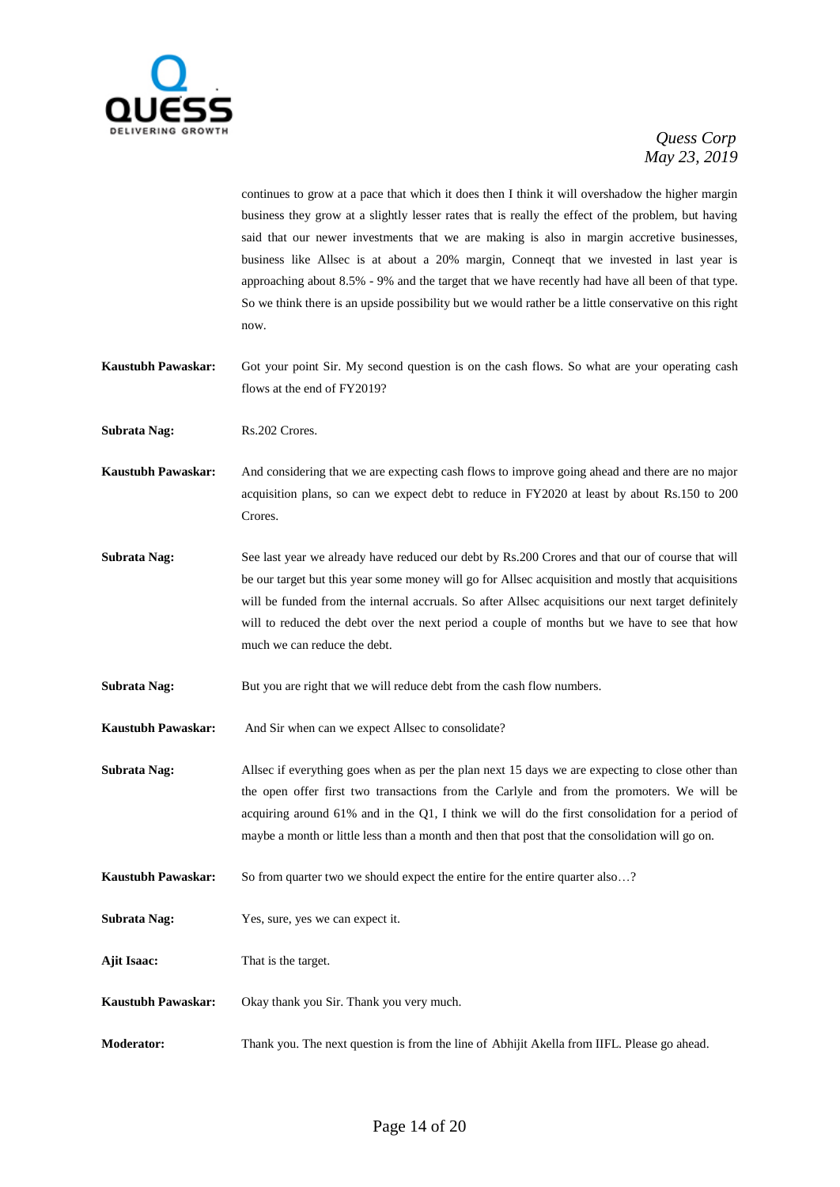continues to grow at a pace that which it does then I think it will overshadow the higher margin business they grow at a slightly lesser rates that is really the effect of the problem, but having said that our newer investments that we are making is also in margin accretive businesses, business like Allsec is at about a 20% margin, Conneqt that we invested in last year is approaching about 8.5% - 9% and the target that we have recently had have all been of that type. So we think there is an upside possibility but we would rather be a little conservative on this right now.

**Kaustubh Pawaskar:** Got your point Sir. My second question is on the cash flows. So what are your operating cash flows at the end of FY2019?

**Subrata Nag:** Rs.202 Crores.

**Kaustubh Pawaskar:** And considering that we are expecting cash flows to improve going ahead and there are no major acquisition plans, so can we expect debt to reduce in FY2020 at least by about Rs.150 to 200 Crores.

**Subrata Nag:** See last year we already have reduced our debt by Rs.200 Crores and that our of course that will be our target but this year some money will go for Allsec acquisition and mostly that acquisitions will be funded from the internal accruals. So after Allsec acquisitions our next target definitely will to reduced the debt over the next period a couple of months but we have to see that how much we can reduce the debt.

**Subrata Nag:** But you are right that we will reduce debt from the cash flow numbers.

**Kaustubh Pawaskar:** And Sir when can we expect Allsec to consolidate?

**Subrata Nag:** Allsec if everything goes when as per the plan next 15 days we are expecting to close other than the open offer first two transactions from the Carlyle and from the promoters. We will be acquiring around 61% and in the Q1, I think we will do the first consolidation for a period of maybe a month or little less than a month and then that post that the consolidation will go on.

**Kaustubh Pawaskar:** So from quarter two we should expect the entire for the entire quarter also…?

**Subrata Nag:** Yes, sure, yes we can expect it.

**Ajit Isaac:** That is the target.

**Kaustubh Pawaskar:** Okay thank you Sir. Thank you very much.

**Moderator:** Thank you. The next question is from the line of Abhijit Akella from IIFL. Please go ahead.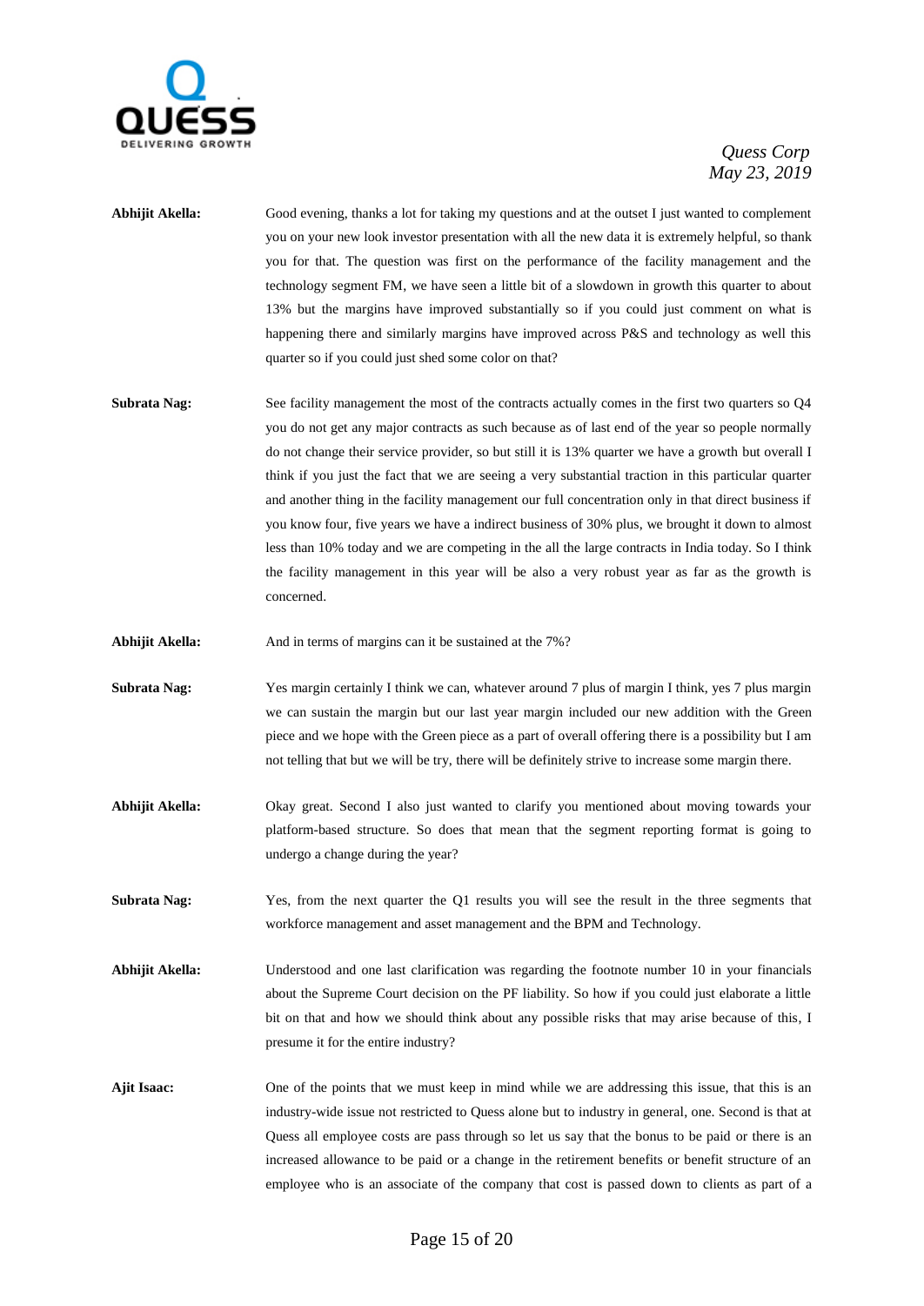**Abhijit Akella:** Good evening, thanks a lot for taking my questions and at the outset I just wanted to complement you on your new look investor presentation with all the new data it is extremely helpful, so thank you for that. The question was first on the performance of the facility management and the technology segment FM, we have seen a little bit of a slowdown in growth this quarter to about 13% but the margins have improved substantially so if you could just comment on what is happening there and similarly margins have improved across P&S and technology as well this quarter so if you could just shed some color on that?

**Subrata Nag:** See facility management the most of the contracts actually comes in the first two quarters so Q4 you do not get any major contracts as such because as of last end of the year so people normally do not change their service provider, so but still it is 13% quarter we have a growth but overall I think if you just the fact that we are seeing a very substantial traction in this particular quarter and another thing in the facility management our full concentration only in that direct business if you know four, five years we have a indirect business of 30% plus, we brought it down to almost less than 10% today and we are competing in the all the large contracts in India today. So I think the facility management in this year will be also a very robust year as far as the growth is concerned.

**Abhijit Akella:** And in terms of margins can it be sustained at the 7%?

**Subrata Nag:** Yes margin certainly I think we can, whatever around 7 plus of margin I think, yes 7 plus margin we can sustain the margin but our last year margin included our new addition with the Green piece and we hope with the Green piece as a part of overall offering there is a possibility but I am not telling that but we will be try, there will be definitely strive to increase some margin there.

**Abhijit Akella:** Okay great. Second I also just wanted to clarify you mentioned about moving towards your platform-based structure. So does that mean that the segment reporting format is going to undergo a change during the year?

**Subrata Nag:** Yes, from the next quarter the Q1 results you will see the result in the three segments that workforce management and asset management and the BPM and Technology.

**Abhijit Akella:** Understood and one last clarification was regarding the footnote number 10 in your financials about the Supreme Court decision on the PF liability. So how if you could just elaborate a little bit on that and how we should think about any possible risks that may arise because of this, I presume it for the entire industry?

**Ajit Isaac:** One of the points that we must keep in mind while we are addressing this issue, that this is an industry-wide issue not restricted to Quess alone but to industry in general, one. Second is that at Quess all employee costs are pass through so let us say that the bonus to be paid or there is an increased allowance to be paid or a change in the retirement benefits or benefit structure of an employee who is an associate of the company that cost is passed down to clients as part of a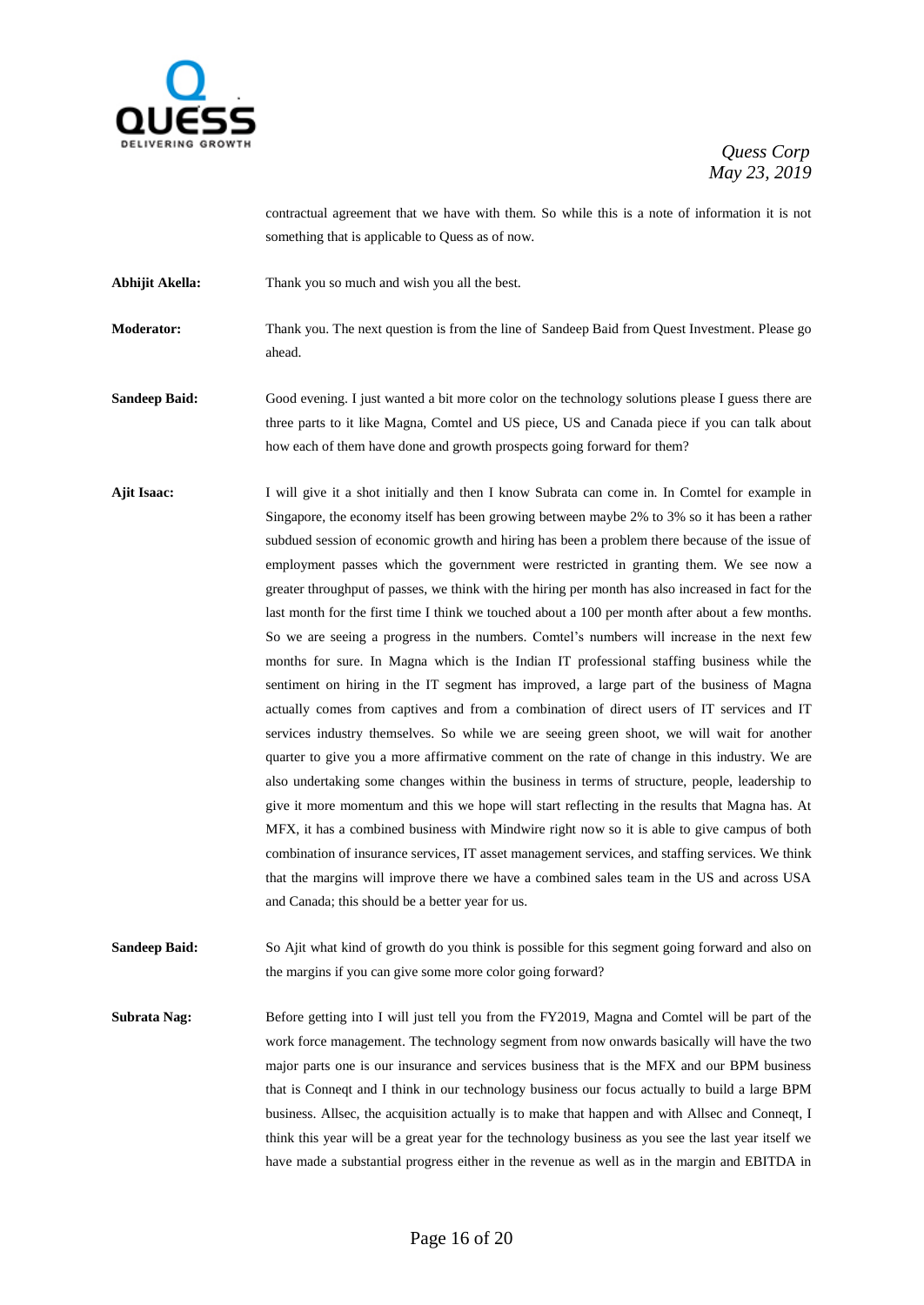contractual agreement that we have with them. So while this is a note of information it is not something that is applicable to Quess as of now.

**Abhijit Akella:** Thank you so much and wish you all the best.

**Moderator:** Thank you. The next question is from the line of Sandeep Baid from Quest Investment. Please go ahead.

**Sandeep Baid:** Good evening. I just wanted a bit more color on the technology solutions please I guess there are three parts to it like Magna, Comtel and US piece, US and Canada piece if you can talk about how each of them have done and growth prospects going forward for them?

**Ajit Isaac:** I will give it a shot initially and then I know Subrata can come in. In Comtel for example in Singapore, the economy itself has been growing between maybe 2% to 3% so it has been a rather subdued session of economic growth and hiring has been a problem there because of the issue of employment passes which the government were restricted in granting them. We see now a greater throughput of passes, we think with the hiring per month has also increased in fact for the last month for the first time I think we touched about a 100 per month after about a few months. So we are seeing a progress in the numbers. Comtel's numbers will increase in the next few months for sure. In Magna which is the Indian IT professional staffing business while the sentiment on hiring in the IT segment has improved, a large part of the business of Magna actually comes from captives and from a combination of direct users of IT services and IT services industry themselves. So while we are seeing green shoot, we will wait for another quarter to give you a more affirmative comment on the rate of change in this industry. We are also undertaking some changes within the business in terms of structure, people, leadership to give it more momentum and this we hope will start reflecting in the results that Magna has. At MFX, it has a combined business with Mindwire right now so it is able to give campus of both combination of insurance services, IT asset management services, and staffing services. We think that the margins will improve there we have a combined sales team in the US and across USA and Canada; this should be a better year for us.

**Sandeep Baid:** So Ajit what kind of growth do you think is possible for this segment going forward and also on the margins if you can give some more color going forward?

**Subrata Nag:** Before getting into I will just tell you from the FY2019, Magna and Comtel will be part of the work force management. The technology segment from now onwards basically will have the two major parts one is our insurance and services business that is the MFX and our BPM business that is Conneqt and I think in our technology business our focus actually to build a large BPM business. Allsec, the acquisition actually is to make that happen and with Allsec and Conneqt, I think this year will be a great year for the technology business as you see the last year itself we have made a substantial progress either in the revenue as well as in the margin and EBITDA in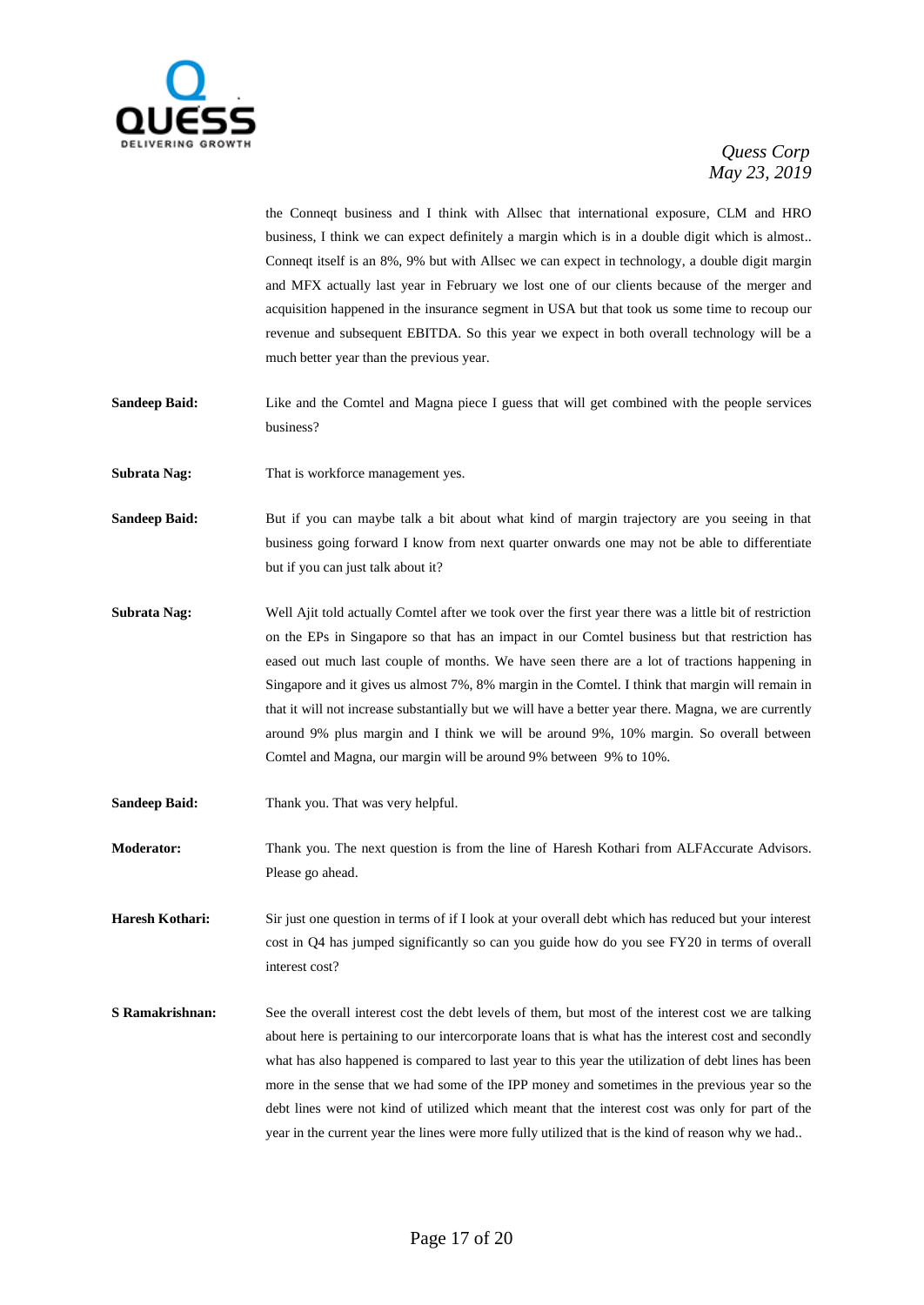the Conneqt business and I think with Allsec that international exposure, CLM and HRO business, I think we can expect definitely a margin which is in a double digit which is almost.. Conneqt itself is an 8%, 9% but with Allsec we can expect in technology, a double digit margin and MFX actually last year in February we lost one of our clients because of the merger and acquisition happened in the insurance segment in USA but that took us some time to recoup our revenue and subsequent EBITDA. So this year we expect in both overall technology will be a much better year than the previous year.

**Sandeep Baid:** Like and the Comtel and Magna piece I guess that will get combined with the people services business?

**Subrata Nag:** That is workforce management yes.

**Sandeep Baid:** But if you can maybe talk a bit about what kind of margin trajectory are you seeing in that business going forward I know from next quarter onwards one may not be able to differentiate but if you can just talk about it?

**Subrata Nag:** Well Ajit told actually Comtel after we took over the first year there was a little bit of restriction on the EPs in Singapore so that has an impact in our Comtel business but that restriction has eased out much last couple of months. We have seen there are a lot of tractions happening in Singapore and it gives us almost 7%, 8% margin in the Comtel. I think that margin will remain in that it will not increase substantially but we will have a better year there. Magna, we are currently around 9% plus margin and I think we will be around 9%, 10% margin. So overall between Comtel and Magna, our margin will be around 9% between 9% to 10%.

**Sandeep Baid:** Thank you. That was very helpful.

**Moderator:** Thank you. The next question is from the line of Haresh Kothari from ALFAccurate Advisors. Please go ahead.

**Haresh Kothari:** Sir just one question in terms of if I look at your overall debt which has reduced but your interest cost in Q4 has jumped significantly so can you guide how do you see FY20 in terms of overall interest cost?

**S Ramakrishnan:** See the overall interest cost the debt levels of them, but most of the interest cost we are talking about here is pertaining to our intercorporate loans that is what has the interest cost and secondly what has also happened is compared to last year to this year the utilization of debt lines has been more in the sense that we had some of the IPP money and sometimes in the previous year so the debt lines were not kind of utilized which meant that the interest cost was only for part of the year in the current year the lines were more fully utilized that is the kind of reason why we had..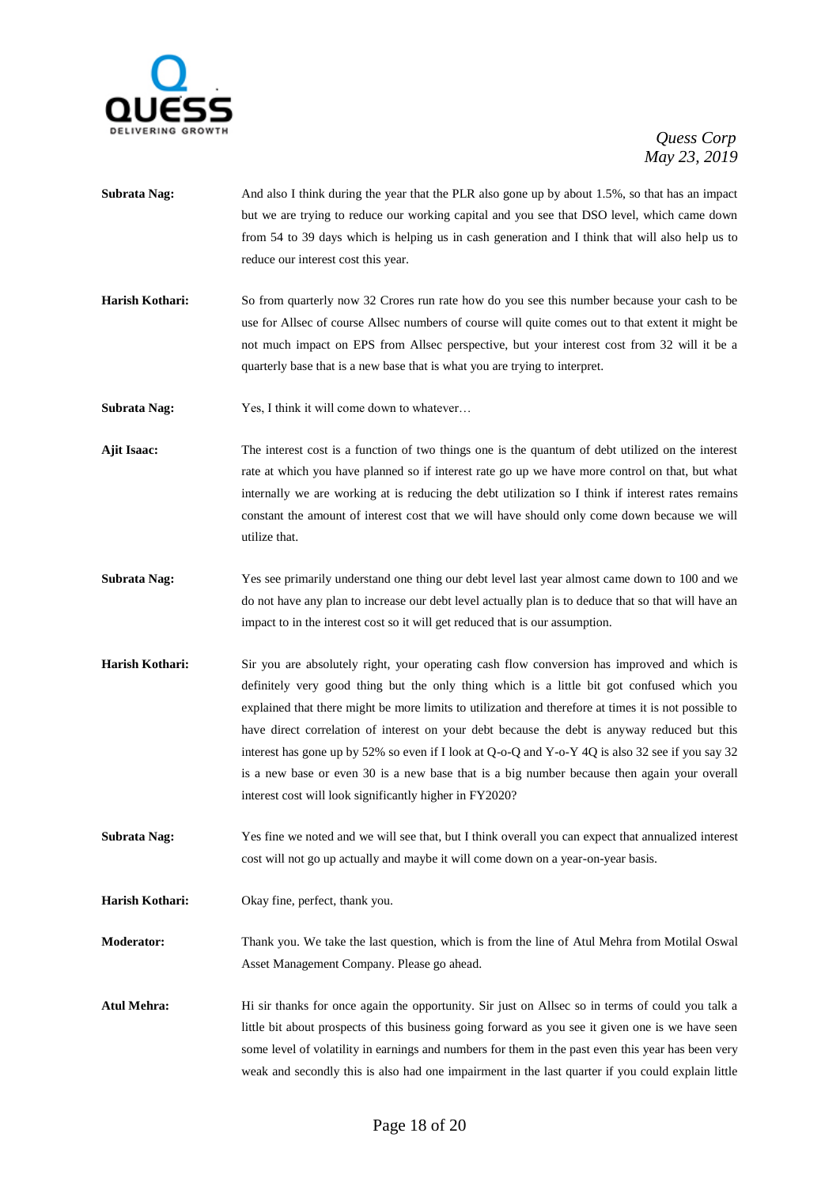**Subrata Nag:** And also I think during the year that the PLR also gone up by about 1.5%, so that has an impact but we are trying to reduce our working capital and you see that DSO level, which came down from 54 to 39 days which is helping us in cash generation and I think that will also help us to reduce our interest cost this year.

**Harish Kothari:** So from quarterly now 32 Crores run rate how do you see this number because your cash to be use for Allsec of course Allsec numbers of course will quite comes out to that extent it might be not much impact on EPS from Allsec perspective, but your interest cost from 32 will it be a quarterly base that is a new base that is what you are trying to interpret.

**Subrata Nag:** Yes, I think it will come down to whatever…

**Ajit Isaac:** The interest cost is a function of two things one is the quantum of debt utilized on the interest rate at which you have planned so if interest rate go up we have more control on that, but what internally we are working at is reducing the debt utilization so I think if interest rates remains constant the amount of interest cost that we will have should only come down because we will utilize that.

**Subrata Nag:** Yes see primarily understand one thing our debt level last year almost came down to 100 and we do not have any plan to increase our debt level actually plan is to deduce that so that will have an impact to in the interest cost so it will get reduced that is our assumption.

**Harish Kothari:** Sir you are absolutely right, your operating cash flow conversion has improved and which is definitely very good thing but the only thing which is a little bit got confused which you explained that there might be more limits to utilization and therefore at times it is not possible to have direct correlation of interest on your debt because the debt is anyway reduced but this interest has gone up by 52% so even if I look at Q-o-Q and Y-o-Y 4Q is also 32 see if you say 32 is a new base or even 30 is a new base that is a big number because then again your overall interest cost will look significantly higher in FY2020?

**Subrata Nag:** Yes fine we noted and we will see that, but I think overall you can expect that annualized interest cost will not go up actually and maybe it will come down on a year-on-year basis.

**Harish Kothari:** Okay fine, perfect, thank you.

**Moderator:** Thank you. We take the last question, which is from the line of Atul Mehra from Motilal Oswal Asset Management Company. Please go ahead.

**Atul Mehra:** Hi sir thanks for once again the opportunity. Sir just on Allsec so in terms of could you talk a little bit about prospects of this business going forward as you see it given one is we have seen some level of volatility in earnings and numbers for them in the past even this year has been very weak and secondly this is also had one impairment in the last quarter if you could explain little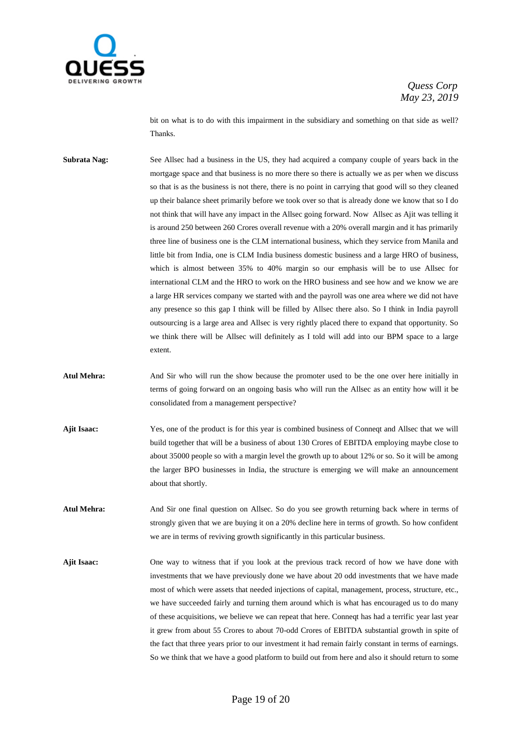bit on what is to do with this impairment in the subsidiary and something on that side as well? Thanks.

**Subrata Nag:** See Allsec had a business in the US, they had acquired a company couple of years back in the mortgage space and that business is no more there so there is actually we as per when we discuss so that is as the business is not there, there is no point in carrying that good will so they cleaned up their balance sheet primarily before we took over so that is already done we know that so I do not think that will have any impact in the Allsec going forward. Now Allsec as Ajit was telling it is around 250 between 260 Crores overall revenue with a 20% overall margin and it has primarily three line of business one is the CLM international business, which they service from Manila and little bit from India, one is CLM India business domestic business and a large HRO of business, which is almost between 35% to 40% margin so our emphasis will be to use Allsec for international CLM and the HRO to work on the HRO business and see how and we know we are a large HR services company we started with and the payroll was one area where we did not have any presence so this gap I think will be filled by Allsec there also. So I think in India payroll outsourcing is a large area and Allsec is very rightly placed there to expand that opportunity. So we think there will be Allsec will definitely as I told will add into our BPM space to a large extent.

**Atul Mehra:** And Sir who will run the show because the promoter used to be the one over here initially in terms of going forward on an ongoing basis who will run the Allsec as an entity how will it be consolidated from a management perspective?

**Ajit Isaac:** Yes, one of the product is for this year is combined business of Conneqt and Allsec that we will build together that will be a business of about 130 Crores of EBITDA employing maybe close to about 35000 people so with a margin level the growth up to about 12% or so. So it will be among the larger BPO businesses in India, the structure is emerging we will make an announcement about that shortly.

**Atul Mehra:** And Sir one final question on Allsec. So do you see growth returning back where in terms of strongly given that we are buying it on a 20% decline here in terms of growth. So how confident we are in terms of reviving growth significantly in this particular business.

**Ajit Isaac:** One way to witness that if you look at the previous track record of how we have done with investments that we have previously done we have about 20 odd investments that we have made most of which were assets that needed injections of capital, management, process, structure, etc., we have succeeded fairly and turning them around which is what has encouraged us to do many of these acquisitions, we believe we can repeat that here. Conneqt has had a terrific year last year it grew from about 55 Crores to about 70-odd Crores of EBITDA substantial growth in spite of the fact that three years prior to our investment it had remain fairly constant in terms of earnings. So we think that we have a good platform to build out from here and also it should return to some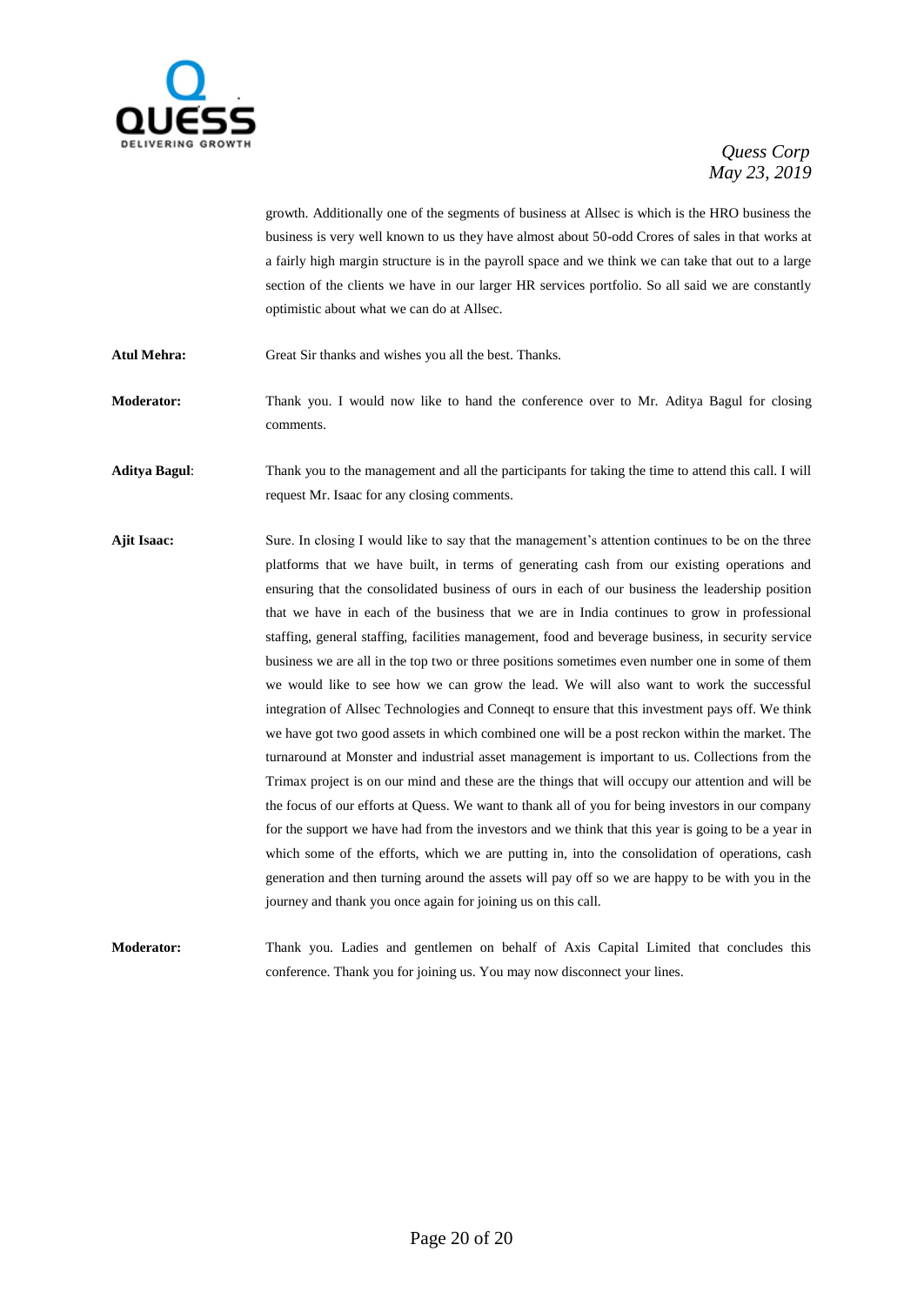growth. Additionally one of the segments of business at Allsec is which is the HRO business the business is very well known to us they have almost about 50-odd Crores of sales in that works at a fairly high margin structure is in the payroll space and we think we can take that out to a large section of the clients we have in our larger HR services portfolio. So all said we are constantly optimistic about what we can do at Allsec.

**Atul Mehra:** Great Sir thanks and wishes you all the best. Thanks.

**Moderator:** Thank you. I would now like to hand the conference over to Mr. Aditya Bagul for closing comments.

**Aditya Bagul**: Thank you to the management and all the participants for taking the time to attend this call. I will request Mr. Isaac for any closing comments.

**Ajit Isaac:** Sure. In closing I would like to say that the management's attention continues to be on the three platforms that we have built, in terms of generating cash from our existing operations and ensuring that the consolidated business of ours in each of our business the leadership position that we have in each of the business that we are in India continues to grow in professional staffing, general staffing, facilities management, food and beverage business, in security service business we are all in the top two or three positions sometimes even number one in some of them we would like to see how we can grow the lead. We will also want to work the successful integration of Allsec Technologies and Conneqt to ensure that this investment pays off. We think we have got two good assets in which combined one will be a post reckon within the market. The turnaround at Monster and industrial asset management is important to us. Collections from the Trimax project is on our mind and these are the things that will occupy our attention and will be the focus of our efforts at Quess. We want to thank all of you for being investors in our company for the support we have had from the investors and we think that this year is going to be a year in which some of the efforts, which we are putting in, into the consolidation of operations, cash generation and then turning around the assets will pay off so we are happy to be with you in the journey and thank you once again for joining us on this call.

**Moderator:** Thank you. Ladies and gentlemen on behalf of Axis Capital Limited that concludes this conference. Thank you for joining us. You may now disconnect your lines.